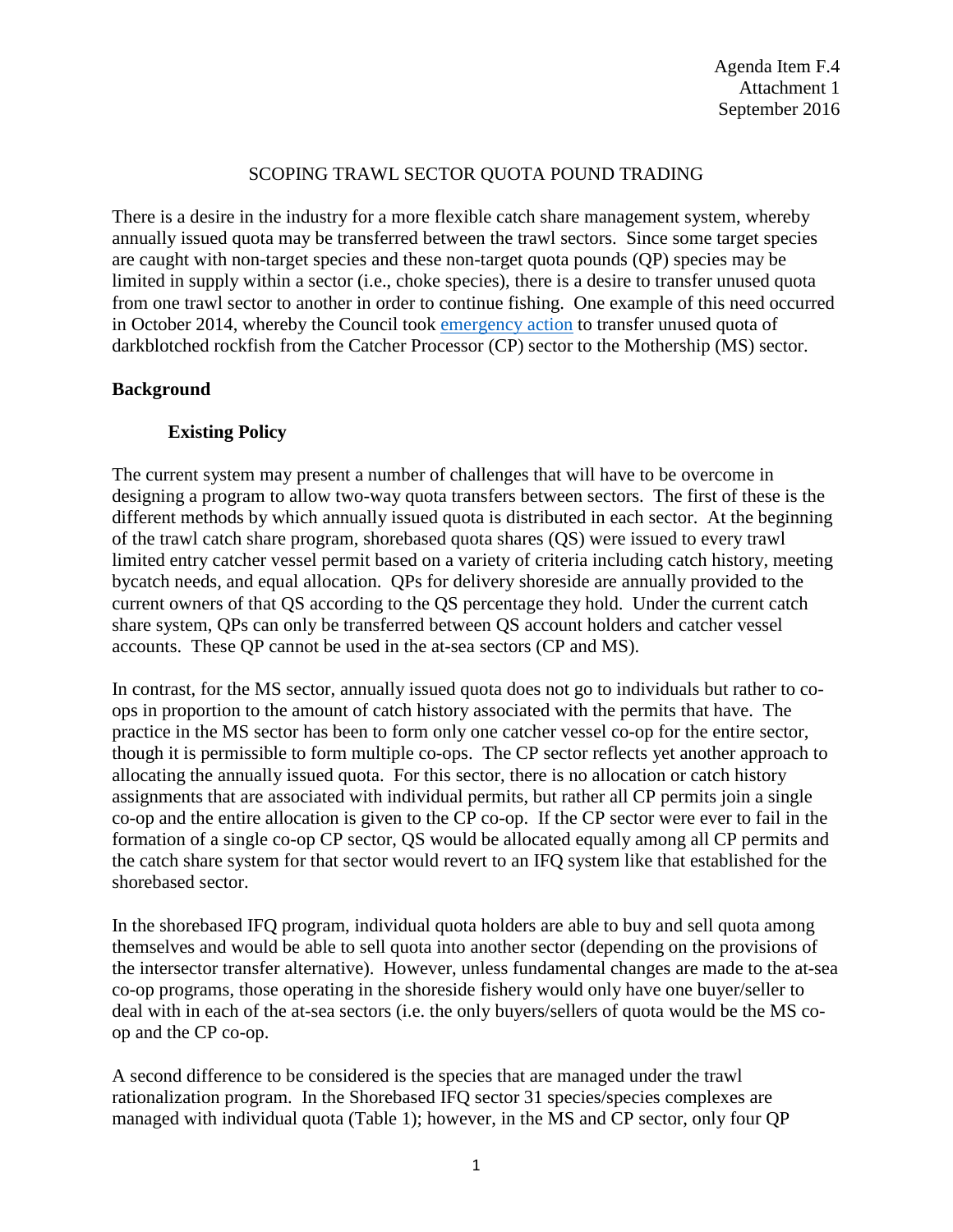Agenda Item F.4
Attachment 1
September 2016

# SCOPING TRAWL SECTOR QUOTA POUND TRADING

There is a desire in the industry for a more flexible catch share management system, whereby annually issued quota may be transferred between the trawl sectors. Since some target species are caught with non-target species and these non-target quota pounds (QP) species may be limited in supply within a sector (i.e., choke species), there is a desire to transfer unused quota from one trawl sector to another in order to continue fishing. One example of this need occurred in October 2014, whereby the Council took emergency action to transfer unused quota of darkblotched rockfish from the Catcher Processor (CP) sector to the Mothership (MS) sector.

## Background

### Existing Policy

The current system may present a number of challenges that will have to be overcome in designing a program to allow two-way quota transfers between sectors. The first of these is the different methods by which annually issued quota is distributed in each sector. At the beginning of the trawl catch share program, shorebased quota shares (QS) were issued to every trawl limited entry catcher vessel permit based on a variety of criteria including catch history, meeting bycatch needs, and equal allocation. QPs for delivery shoreside are annually provided to the current owners of that QS according to the QS percentage they hold. Under the current catch share system, QPs can only be transferred between QS account holders and catcher vessel accounts. These QP cannot be used in the at-sea sectors (CP and MS).

In contrast, for the MS sector, annually issued quota does not go to individuals but rather to co-ops in proportion to the amount of catch history associated with the permits that have. The practice in the MS sector has been to form only one catcher vessel co-op for the entire sector, though it is permissible to form multiple co-ops. The CP sector reflects yet another approach to allocating the annually issued quota. For this sector, there is no allocation or catch history assignments that are associated with individual permits, but rather all CP permits join a single co-op and the entire allocation is given to the CP co-op. If the CP sector were ever to fail in the formation of a single co-op CP sector, QS would be allocated equally among all CP permits and the catch share system for that sector would revert to an IFQ system like that established for the shorebased sector.

In the shorebased IFQ program, individual quota holders are able to buy and sell quota among themselves and would be able to sell quota into another sector (depending on the provisions of the intersector transfer alternative). However, unless fundamental changes are made to the at-sea co-op programs, those operating in the shoreside fishery would only have one buyer/seller to deal with in each of the at-sea sectors (i.e. the only buyers/sellers of quota would be the MS co-op and the CP co-op.

A second difference to be considered is the species that are managed under the trawl rationalization program. In the Shorebased IFQ sector 31 species/species complexes are managed with individual quota (Table 1); however, in the MS and CP sector, only four QP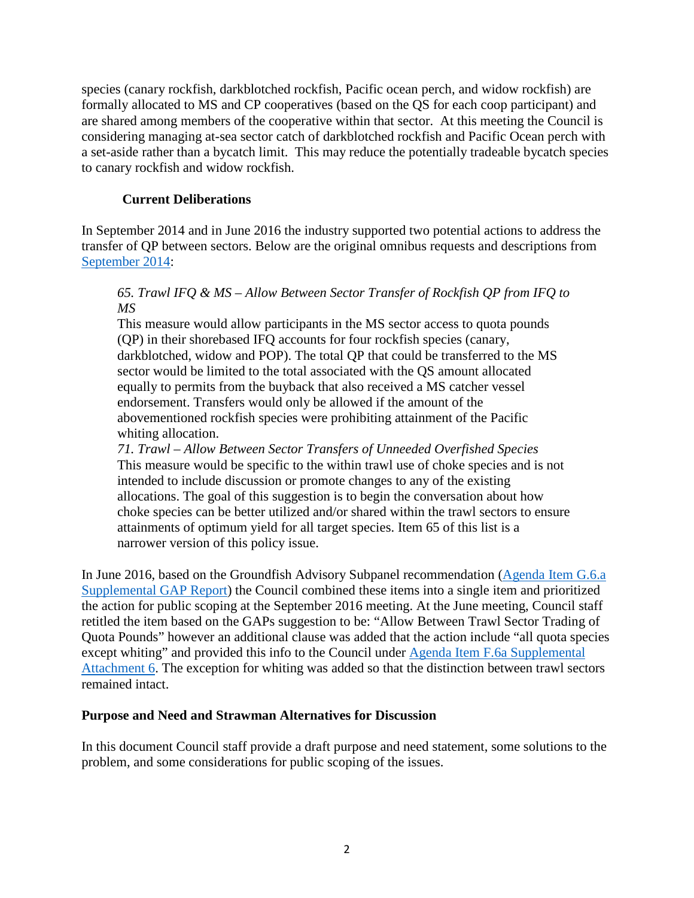species (canary rockfish, darkblotched rockfish, Pacific ocean perch, and widow rockfish) are formally allocated to MS and CP cooperatives (based on the QS for each coop participant) and are shared among members of the cooperative within that sector. At this meeting the Council is considering managing at-sea sector catch of darkblotched rockfish and Pacific Ocean perch with a set-aside rather than a bycatch limit. This may reduce the potentially tradeable bycatch species to canary rockfish and widow rockfish.

### Current Deliberations

In September 2014 and in June 2016 the industry supported two potential actions to address the transfer of QP between sectors. Below are the original omnibus requests and descriptions from [September 2014](#):

> *65. Trawl IFQ & MS – Allow Between Sector Transfer of Rockfish QP from IFQ to MS*
> This measure would allow participants in the MS sector access to quota pounds (QP) in their shorebased IFQ accounts for four rockfish species (canary, darkblotched, widow and POP). The total QP that could be transferred to the MS sector would be limited to the total associated with the QS amount allocated equally to permits from the buyback that also received a MS catcher vessel endorsement. Transfers would only be allowed if the amount of the abovementioned rockfish species were prohibiting attainment of the Pacific whiting allocation.
> *71. Trawl – Allow Between Sector Transfers of Unneeded Overfished Species*
> This measure would be specific to the within trawl use of choke species and is not intended to include discussion or promote changes to any of the existing allocations. The goal of this suggestion is to begin the conversation about how choke species can be better utilized and/or shared within the trawl sectors to ensure attainments of optimum yield for all target species. Item 65 of this list is a narrower version of this policy issue.

In June 2016, based on the Groundfish Advisory Subpanel recommendation ([Agenda Item G.6.a Supplemental GAP Report](#)) the Council combined these items into a single item and prioritized the action for public scoping at the September 2016 meeting. At the June meeting, Council staff retitled the item based on the GAPs suggestion to be: "Allow Between Trawl Sector Trading of Quota Pounds" however an additional clause was added that the action include "all quota species except whiting" and provided this info to the Council under [Agenda Item F.6a Supplemental Attachment 6](#). The exception for whiting was added so that the distinction between trawl sectors remained intact.

## Purpose and Need and Strawman Alternatives for Discussion

In this document Council staff provide a draft purpose and need statement, some solutions to the problem, and some considerations for public scoping of the issues.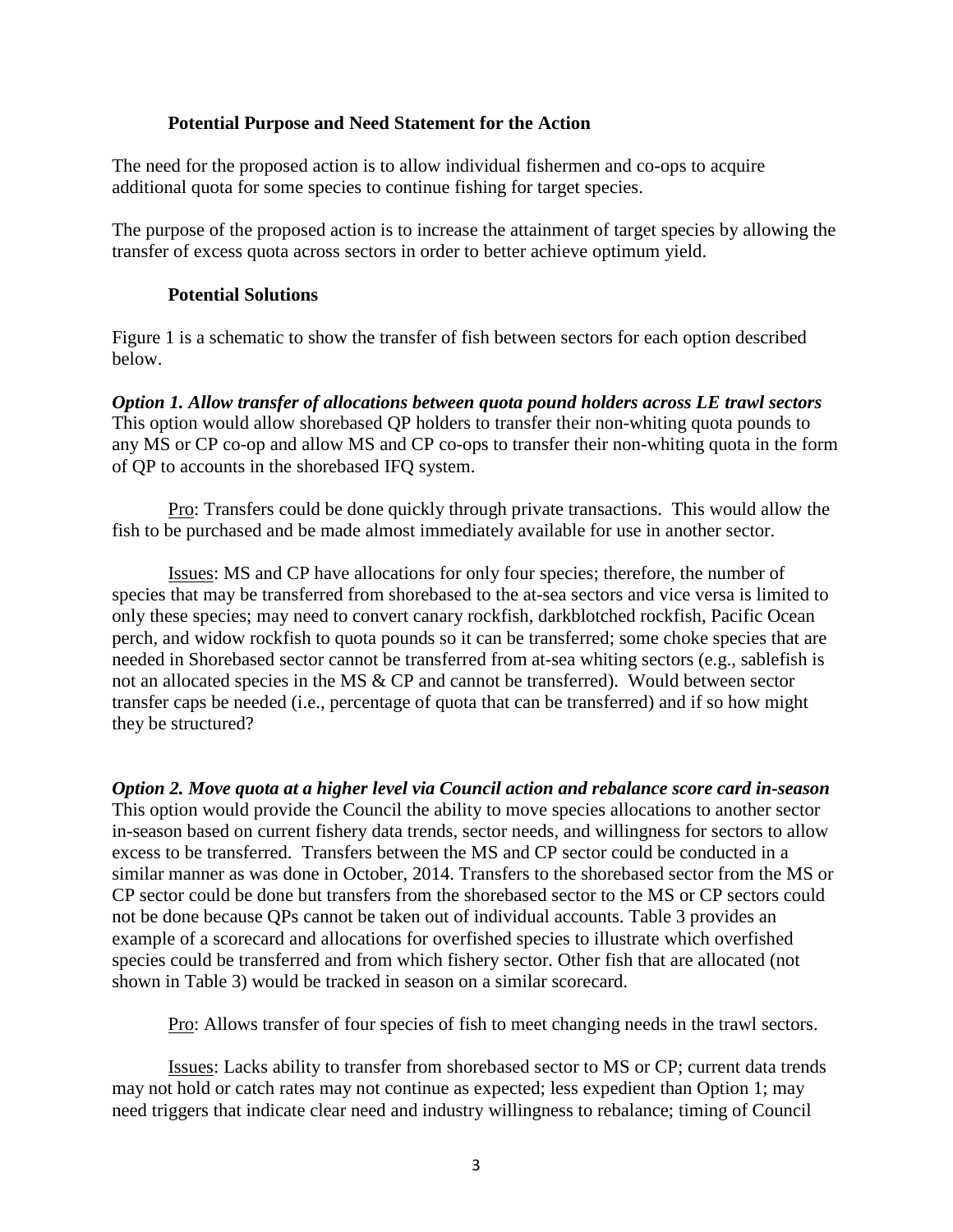### Potential Purpose and Need Statement for the Action

The need for the proposed action is to allow individual fishermen and co-ops to acquire additional quota for some species to continue fishing for target species.

The purpose of the proposed action is to increase the attainment of target species by allowing the transfer of excess quota across sectors in order to better achieve optimum yield.

### Potential Solutions

Figure 1 is a schematic to show the transfer of fish between sectors for each option described below.

***Option 1. Allow transfer of allocations between quota pound holders across LE trawl sectors***
This option would allow shorebased QP holders to transfer their non-whiting quota pounds to any MS or CP co-op and allow MS and CP co-ops to transfer their non-whiting quota in the form of QP to accounts in the shorebased IFQ system.

Pro: Transfers could be done quickly through private transactions. This would allow the fish to be purchased and be made almost immediately available for use in another sector.

Issues: MS and CP have allocations for only four species; therefore, the number of species that may be transferred from shorebased to the at-sea sectors and vice versa is limited to only these species; may need to convert canary rockfish, darkblotched rockfish, Pacific Ocean perch, and widow rockfish to quota pounds so it can be transferred; some choke species that are needed in Shorebased sector cannot be transferred from at-sea whiting sectors (e.g., sablefish is not an allocated species in the MS & CP and cannot be transferred). Would between sector transfer caps be needed (i.e., percentage of quota that can be transferred) and if so how might they be structured?

***Option 2. Move quota at a higher level via Council action and rebalance score card in-season***
This option would provide the Council the ability to move species allocations to another sector in-season based on current fishery data trends, sector needs, and willingness for sectors to allow excess to be transferred. Transfers between the MS and CP sector could be conducted in a similar manner as was done in October, 2014. Transfers to the shorebased sector from the MS or CP sector could be done but transfers from the shorebased sector to the MS or CP sectors could not be done because QPs cannot be taken out of individual accounts. Table 3 provides an example of a scorecard and allocations for overfished species to illustrate which overfished species could be transferred and from which fishery sector. Other fish that are allocated (not shown in Table 3) would be tracked in season on a similar scorecard.

Pro: Allows transfer of four species of fish to meet changing needs in the trawl sectors.

Issues: Lacks ability to transfer from shorebased sector to MS or CP; current data trends may not hold or catch rates may not continue as expected; less expedient than Option 1; may need triggers that indicate clear need and industry willingness to rebalance; timing of Council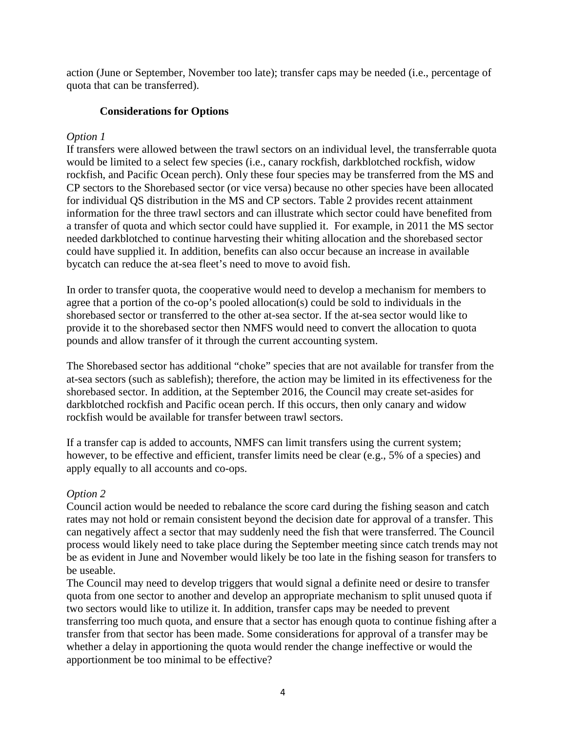action (June or September, November too late); transfer caps may be needed (i.e., percentage of quota that can be transferred).

### Considerations for Options

*Option 1*

If transfers were allowed between the trawl sectors on an individual level, the transferrable quota would be limited to a select few species (i.e., canary rockfish, darkblotched rockfish, widow rockfish, and Pacific Ocean perch). Only these four species may be transferred from the MS and CP sectors to the Shorebased sector (or vice versa) because no other species have been allocated for individual QS distribution in the MS and CP sectors. Table 2 provides recent attainment information for the three trawl sectors and can illustrate which sector could have benefited from a transfer of quota and which sector could have supplied it. For example, in 2011 the MS sector needed darkblotched to continue harvesting their whiting allocation and the shorebased sector could have supplied it. In addition, benefits can also occur because an increase in available bycatch can reduce the at-sea fleet's need to move to avoid fish.

In order to transfer quota, the cooperative would need to develop a mechanism for members to agree that a portion of the co-op's pooled allocation(s) could be sold to individuals in the shorebased sector or transferred to the other at-sea sector. If the at-sea sector would like to provide it to the shorebased sector then NMFS would need to convert the allocation to quota pounds and allow transfer of it through the current accounting system.

The Shorebased sector has additional "choke" species that are not available for transfer from the at-sea sectors (such as sablefish); therefore, the action may be limited in its effectiveness for the shorebased sector. In addition, at the September 2016, the Council may create set-asides for darkblotched rockfish and Pacific ocean perch. If this occurs, then only canary and widow rockfish would be available for transfer between trawl sectors.

If a transfer cap is added to accounts, NMFS can limit transfers using the current system; however, to be effective and efficient, transfer limits need be clear (e.g., 5% of a species) and apply equally to all accounts and co-ops.

*Option 2*

Council action would be needed to rebalance the score card during the fishing season and catch rates may not hold or remain consistent beyond the decision date for approval of a transfer. This can negatively affect a sector that may suddenly need the fish that were transferred. The Council process would likely need to take place during the September meeting since catch trends may not be as evident in June and November would likely be too late in the fishing season for transfers to be useable.

The Council may need to develop triggers that would signal a definite need or desire to transfer quota from one sector to another and develop an appropriate mechanism to split unused quota if two sectors would like to utilize it. In addition, transfer caps may be needed to prevent transferring too much quota, and ensure that a sector has enough quota to continue fishing after a transfer from that sector has been made. Some considerations for approval of a transfer may be whether a delay in apportioning the quota would render the change ineffective or would the apportionment be too minimal to be effective?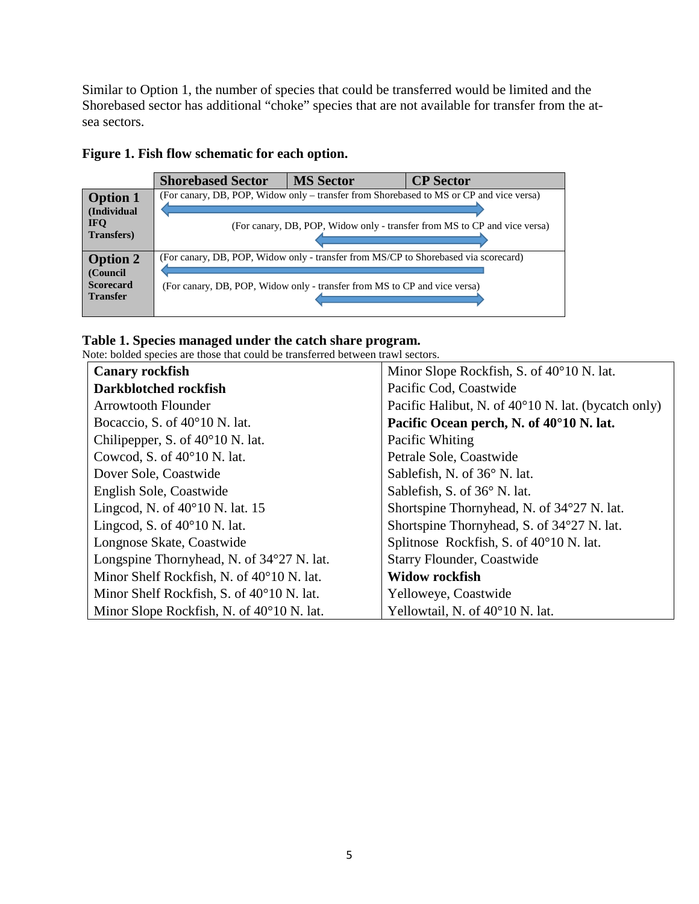Similar to Option 1, the number of species that could be transferred would be limited and the Shorebased sector has additional "choke" species that are not available for transfer from the at-sea sectors.

**Figure 1. Fish flow schematic for each option.**

| | Shorebased Sector | MS Sector | CP Sector |
|---|---|---|---|
| **Option 1 (Individual IFQ Transfers)** | (For canary, DB, POP, Widow only – transfer from Shorebased to MS or CP and vice versa) ⟷ | (For canary, DB, POP, Widow only - transfer from MS to CP and vice versa) ⟷ | |
| **Option 2 (Council Scorecard Transfer** | (For canary, DB, POP, Widow only - transfer from MS/CP to Shorebased via scorecard) ⟵ | (For canary, DB, POP, Widow only - transfer from MS to CP and vice versa) ⟷ | |

**Table 1. Species managed under the catch share program.**

Note: bolded species are those that could be transferred between trawl sectors.

| | |
|---|---|
| **Canary rockfish** | Minor Slope Rockfish, S. of 40°10 N. lat. |
| **Darkblotched rockfish** | Pacific Cod, Coastwide |
| Arrowtooth Flounder | Pacific Halibut, N. of 40°10 N. lat. (bycatch only) |
| Bocaccio, S. of 40°10 N. lat. | **Pacific Ocean perch, N. of 40°10 N. lat.** |
| Chilipepper, S. of 40°10 N. lat. | Pacific Whiting |
| Cowcod, S. of 40°10 N. lat. | Petrale Sole, Coastwide |
| Dover Sole, Coastwide | Sablefish, N. of 36° N. lat. |
| English Sole, Coastwide | Sablefish, S. of 36° N. lat. |
| Lingcod, N. of 40°10 N. lat. 15 | Shortspine Thornyhead, N. of 34°27 N. lat. |
| Lingcod, S. of 40°10 N. lat. | Shortspine Thornyhead, S. of 34°27 N. lat. |
| Longnose Skate, Coastwide | Splitnose Rockfish, S. of 40°10 N. lat. |
| Longspine Thornyhead, N. of 34°27 N. lat. | Starry Flounder, Coastwide |
| Minor Shelf Rockfish, N. of 40°10 N. lat. | **Widow rockfish** |
| Minor Shelf Rockfish, S. of 40°10 N. lat. | Yelloweye, Coastwide |
| Minor Slope Rockfish, N. of 40°10 N. lat. | Yellowtail, N. of 40°10 N. lat. |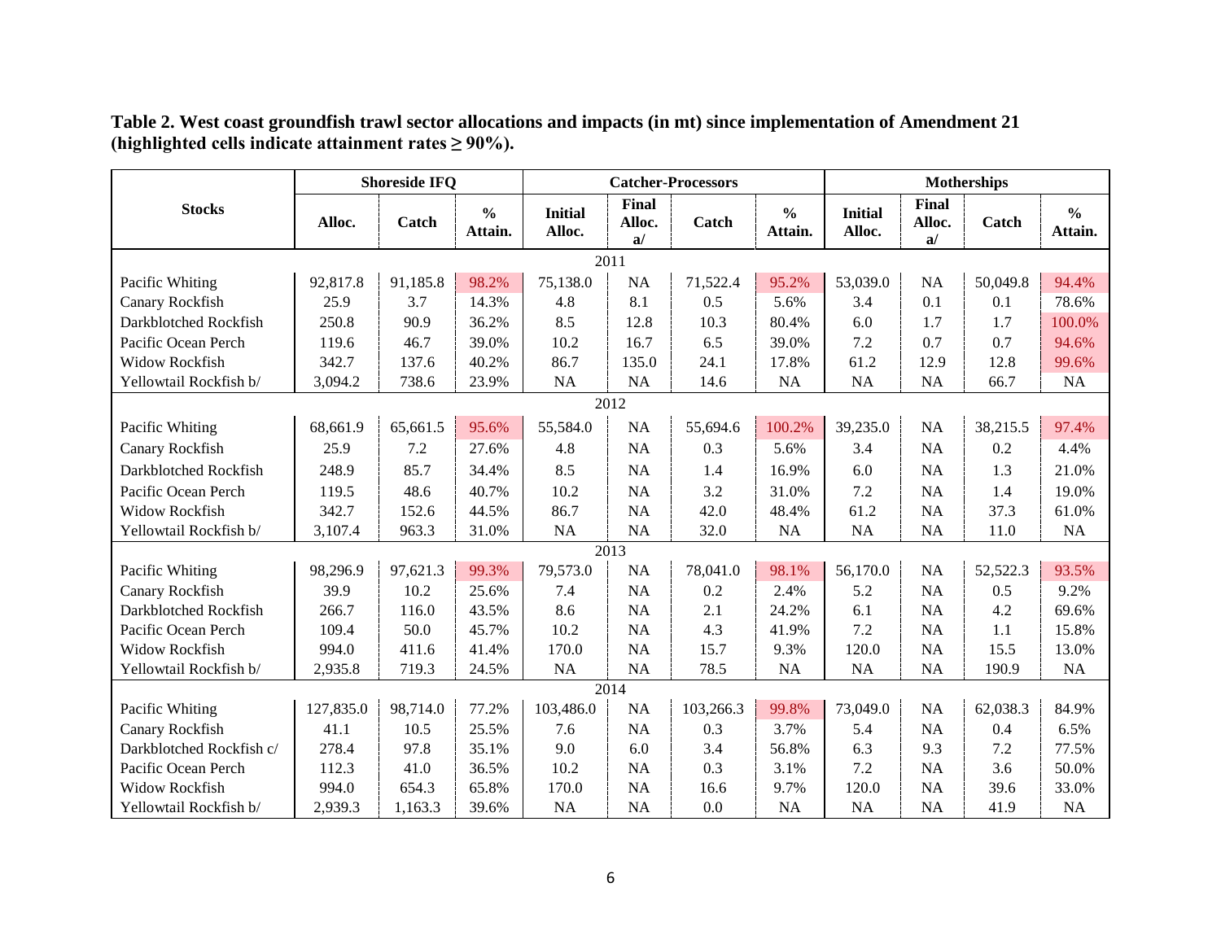**Table 2. West coast groundfish trawl sector allocations and impacts (in mt) since implementation of Amendment 21 (highlighted cells indicate attainment rates ≥ 90%).**

| Stocks | Shoreside IFQ | | | Catcher-Processors | | | | Motherships | | | |
|---|---|---|---|---|---|---|---|---|---|---|---|
| | Alloc. | Catch | % Attain. | Initial Alloc. | Final Alloc. a/ | Catch | % Attain. | Initial Alloc. | Final Alloc. a/ | Catch | % Attain. |
| **2011** | | | | | | | | | | | |
| Pacific Whiting | 92,817.8 | 91,185.8 | 98.2% | 75,138.0 | NA | 71,522.4 | 95.2% | 53,039.0 | NA | 50,049.8 | 94.4% |
| Canary Rockfish | 25.9 | 3.7 | 14.3% | 4.8 | 8.1 | 0.5 | 5.6% | 3.4 | 0.1 | 0.1 | 78.6% |
| Darkblotched Rockfish | 250.8 | 90.9 | 36.2% | 8.5 | 12.8 | 10.3 | 80.4% | 6.0 | 1.7 | 1.7 | 100.0% |
| Pacific Ocean Perch | 119.6 | 46.7 | 39.0% | 10.2 | 16.7 | 6.5 | 39.0% | 7.2 | 0.7 | 0.7 | 94.6% |
| Widow Rockfish | 342.7 | 137.6 | 40.2% | 86.7 | 135.0 | 24.1 | 17.8% | 61.2 | 12.9 | 12.8 | 99.6% |
| Yellowtail Rockfish b/ | 3,094.2 | 738.6 | 23.9% | NA | NA | 14.6 | NA | NA | NA | 66.7 | NA |
| **2012** | | | | | | | | | | | |
| Pacific Whiting | 68,661.9 | 65,661.5 | 95.6% | 55,584.0 | NA | 55,694.6 | 100.2% | 39,235.0 | NA | 38,215.5 | 97.4% |
| Canary Rockfish | 25.9 | 7.2 | 27.6% | 4.8 | NA | 0.3 | 5.6% | 3.4 | NA | 0.2 | 4.4% |
| Darkblotched Rockfish | 248.9 | 85.7 | 34.4% | 8.5 | NA | 1.4 | 16.9% | 6.0 | NA | 1.3 | 21.0% |
| Pacific Ocean Perch | 119.5 | 48.6 | 40.7% | 10.2 | NA | 3.2 | 31.0% | 7.2 | NA | 1.4 | 19.0% |
| Widow Rockfish | 342.7 | 152.6 | 44.5% | 86.7 | NA | 42.0 | 48.4% | 61.2 | NA | 37.3 | 61.0% |
| Yellowtail Rockfish b/ | 3,107.4 | 963.3 | 31.0% | NA | NA | 32.0 | NA | NA | NA | 11.0 | NA |
| **2013** | | | | | | | | | | | |
| Pacific Whiting | 98,296.9 | 97,621.3 | 99.3% | 79,573.0 | NA | 78,041.0 | 98.1% | 56,170.0 | NA | 52,522.3 | 93.5% |
| Canary Rockfish | 39.9 | 10.2 | 25.6% | 7.4 | NA | 0.2 | 2.4% | 5.2 | NA | 0.5 | 9.2% |
| Darkblotched Rockfish | 266.7 | 116.0 | 43.5% | 8.6 | NA | 2.1 | 24.2% | 6.1 | NA | 4.2 | 69.6% |
| Pacific Ocean Perch | 109.4 | 50.0 | 45.7% | 10.2 | NA | 4.3 | 41.9% | 7.2 | NA | 1.1 | 15.8% |
| Widow Rockfish | 994.0 | 411.6 | 41.4% | 170.0 | NA | 15.7 | 9.3% | 120.0 | NA | 15.5 | 13.0% |
| Yellowtail Rockfish b/ | 2,935.8 | 719.3 | 24.5% | NA | NA | 78.5 | NA | NA | NA | 190.9 | NA |
| **2014** | | | | | | | | | | | |
| Pacific Whiting | 127,835.0 | 98,714.0 | 77.2% | 103,486.0 | NA | 103,266.3 | 99.8% | 73,049.0 | NA | 62,038.3 | 84.9% |
| Canary Rockfish | 41.1 | 10.5 | 25.5% | 7.6 | NA | 0.3 | 3.7% | 5.4 | NA | 0.4 | 6.5% |
| Darkblotched Rockfish c/ | 278.4 | 97.8 | 35.1% | 9.0 | 6.0 | 3.4 | 56.8% | 6.3 | 9.3 | 7.2 | 77.5% |
| Pacific Ocean Perch | 112.3 | 41.0 | 36.5% | 10.2 | NA | 0.3 | 3.1% | 7.2 | NA | 3.6 | 50.0% |
| Widow Rockfish | 994.0 | 654.3 | 65.8% | 170.0 | NA | 16.6 | 9.7% | 120.0 | NA | 39.6 | 33.0% |
| Yellowtail Rockfish b/ | 2,939.3 | 1,163.3 | 39.6% | NA | NA | 0.0 | NA | NA | NA | 41.9 | NA |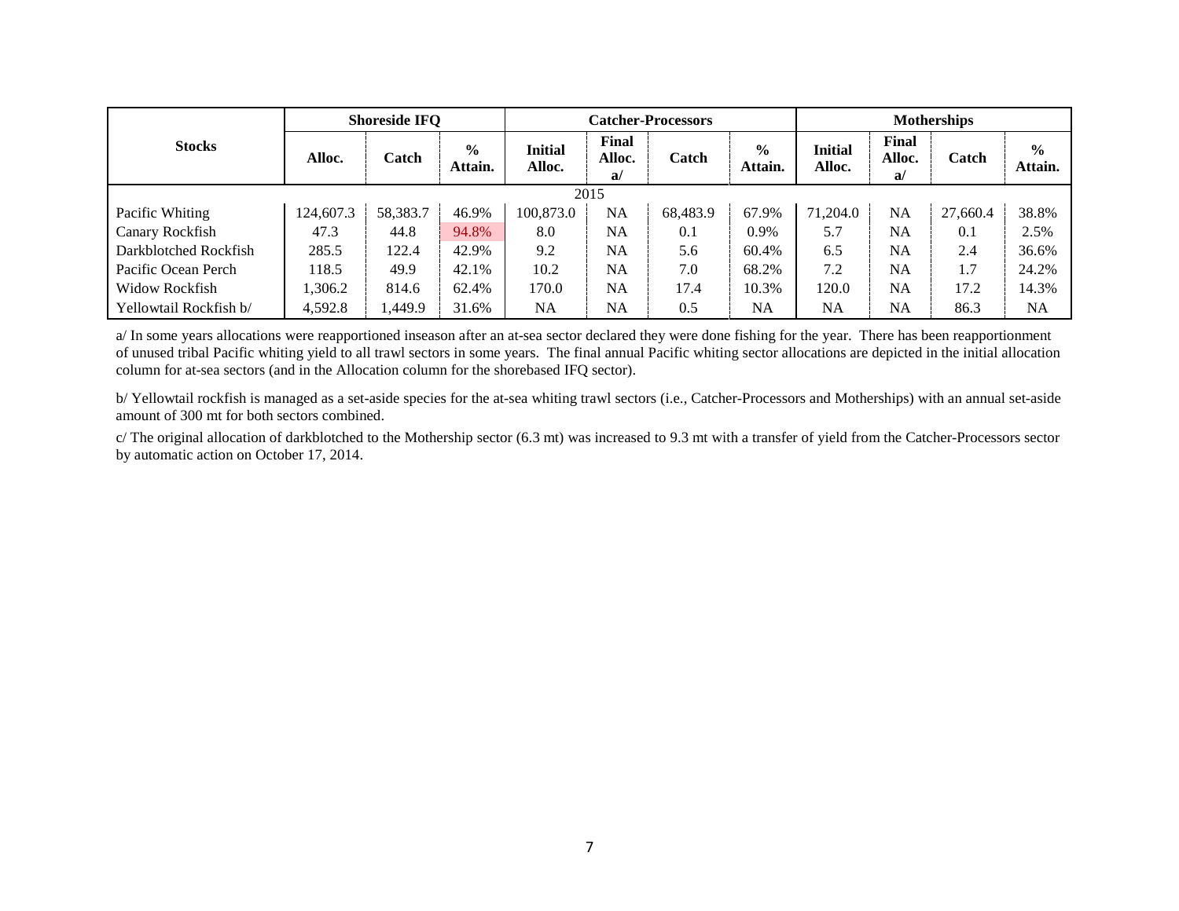| Stocks | Shoreside IFQ | | | Catcher-Processors | | | | Motherships | | | |
|---|---|---|---|---|---|---|---|---|---|---|---|
| | Alloc. | Catch | % Attain. | Initial Alloc. | Final Alloc. a/ | Catch | % Attain. | Initial Alloc. | Final Alloc. a/ | Catch | % Attain. |
| 2015 | | | | | | | | | | | |
| Pacific Whiting | 124,607.3 | 58,383.7 | 46.9% | 100,873.0 | NA | 68,483.9 | 67.9% | 71,204.0 | NA | 27,660.4 | 38.8% |
| Canary Rockfish | 47.3 | 44.8 | 94.8% | 8.0 | NA | 0.1 | 0.9% | 5.7 | NA | 0.1 | 2.5% |
| Darkblotched Rockfish | 285.5 | 122.4 | 42.9% | 9.2 | NA | 5.6 | 60.4% | 6.5 | NA | 2.4 | 36.6% |
| Pacific Ocean Perch | 118.5 | 49.9 | 42.1% | 10.2 | NA | 7.0 | 68.2% | 7.2 | NA | 1.7 | 24.2% |
| Widow Rockfish | 1,306.2 | 814.6 | 62.4% | 170.0 | NA | 17.4 | 10.3% | 120.0 | NA | 17.2 | 14.3% |
| Yellowtail Rockfish b/ | 4,592.8 | 1,449.9 | 31.6% | NA | NA | 0.5 | NA | NA | NA | 86.3 | NA |

a/ In some years allocations were reapportioned inseason after an at-sea sector declared they were done fishing for the year. There has been reapportionment of unused tribal Pacific whiting yield to all trawl sectors in some years. The final annual Pacific whiting sector allocations are depicted in the initial allocation column for at-sea sectors (and in the Allocation column for the shorebased IFQ sector).

b/ Yellowtail rockfish is managed as a set-aside species for the at-sea whiting trawl sectors (i.e., Catcher-Processors and Motherships) with an annual set-aside amount of 300 mt for both sectors combined.

c/ The original allocation of darkblotched to the Mothership sector (6.3 mt) was increased to 9.3 mt with a transfer of yield from the Catcher-Processors sector by automatic action on October 17, 2014.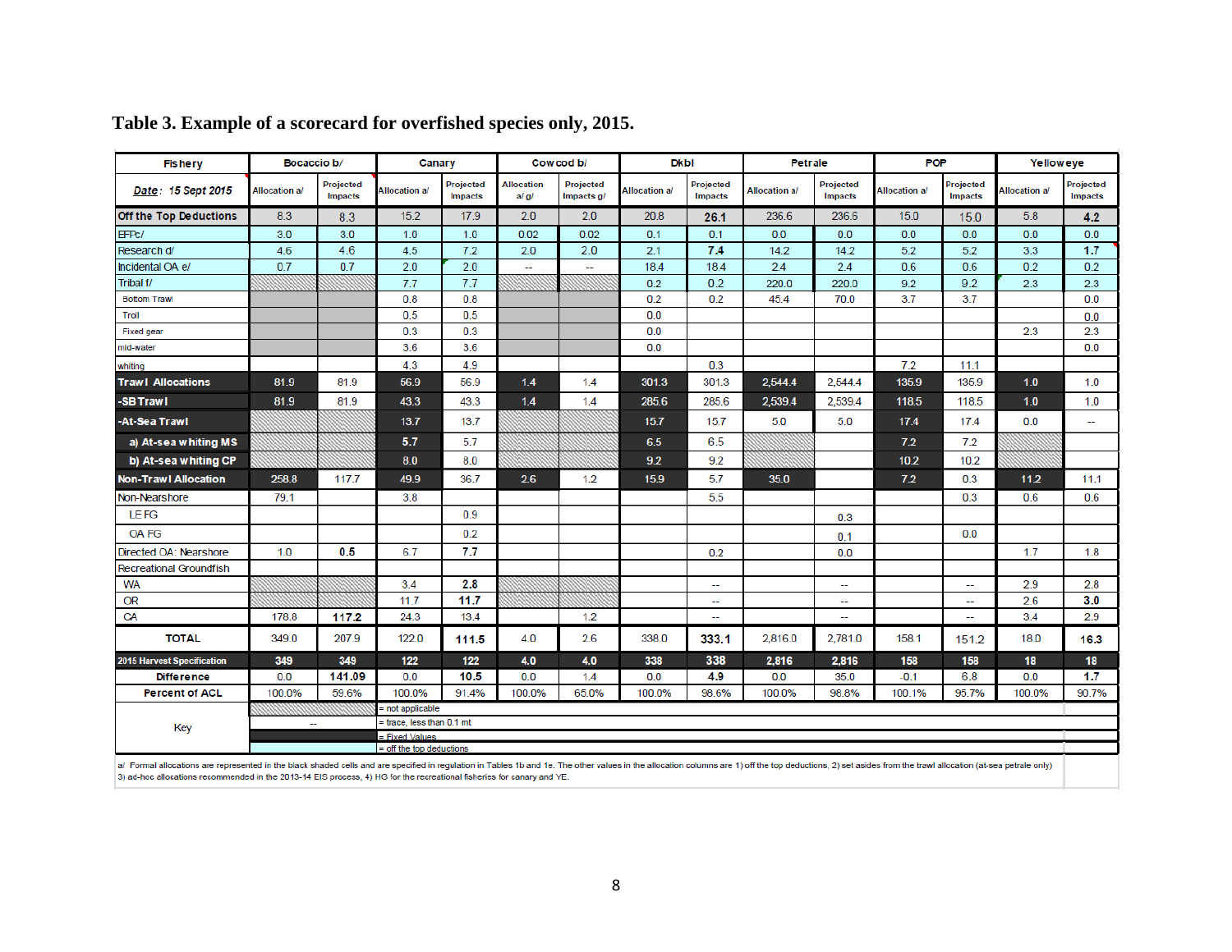**Table 3. Example of a scorecard for overfished species only, 2015.**

| Fishery | Bocaccio b/ | | Canary | | Cowcod b/ | | Dkbl | | Petrale | | POP | | Yelloweye | |
|---|---|---|---|---|---|---|---|---|---|---|---|---|---|---|
| *Date: 15 Sept 2015* | Allocation a/ | Projected Impacts | Allocation a/ | Projected Impacts | Allocation a/ g/ | Projected Impacts g/ | Allocation a/ | Projected Impacts | Allocation a/ | Projected Impacts | Allocation a/ | Projected Impacts | Allocation a/ | Projected Impacts |
| **Off the Top Deductions** | 8.3 | 8.3 | 15.2 | 17.9 | 2.0 | 2.0 | 20.8 | **26.1** | 236.6 | 236.6 | 15.0 | 15.0 | 5.8 | **4.2** |
| EFPc/ | 3.0 | 3.0 | 1.0 | 1.0 | 0.02 | 0.02 | 0.1 | 0.1 | 0.0 | 0.0 | 0.0 | 0.0 | 0.0 | 0.0 |
| Research d/ | 4.6 | 4.6 | 4.5 | 7.2 | 2.0 | 2.0 | 2.1 | **7.4** | 14.2 | 14.2 | 5.2 | 5.2 | 3.3 | **1.7** |
| Incidental OA e/ | 0.7 | 0.7 | 2.0 | 2.0 | -- | -- | 18.4 | 18.4 | 2.4 | 2.4 | 0.6 | 0.6 | 0.2 | 0.2 |
| Tribal f/ | | | 7.7 | 7.7 | | | 0.2 | 0.2 | 220.0 | 220.0 | 9.2 | 9.2 | 2.3 | 2.3 |
| Bottom Trawl | | | 0.8 | 0.8 | | | 0.2 | 0.2 | 45.4 | 70.0 | 3.7 | 3.7 | | 0.0 |
| Troll | | | 0.5 | 0.5 | | | 0.0 | | | | | | | 0.0 |
| Fixed gear | | | 0.3 | 0.3 | | | 0.0 | | | | | | 2.3 | 2.3 |
| mid-water | | | 3.6 | 3.6 | | | 0.0 | | | | | | | 0.0 |
| whiting | | | 4.3 | 4.9 | | | | 0.3 | | | 7.2 | 11.1 | | |
| **Trawl Allocations** | 81.9 | 81.9 | 56.9 | 56.9 | 1.4 | 1.4 | 301.3 | 301.3 | 2,544.4 | 2,544.4 | 135.9 | 135.9 | 1.0 | 1.0 |
| **-SB Trawl** | 81.9 | 81.9 | 43.3 | 43.3 | 1.4 | 1.4 | 285.6 | 285.6 | 2,539.4 | 2,539.4 | 118.5 | 118.5 | 1.0 | 1.0 |
| **-At-Sea Trawl** | | | 13.7 | 13.7 | | | 15.7 | 15.7 | 5.0 | 5.0 | 17.4 | 17.4 | 0.0 | -- |
| **a) At-sea whiting MS** | | | **5.7** | 5.7 | | | 6.5 | 6.5 | | | 7.2 | 7.2 | | |
| **b) At-sea whiting CP** | | | 8.0 | 8.0 | | | 9.2 | 9.2 | | | 10.2 | 10.2 | | |
| **Non-Trawl Allocation** | 258.8 | 117.7 | 49.9 | 36.7 | 2.6 | 1.2 | 15.9 | 5.7 | 35.0 | | 7.2 | 0.3 | 11.2 | 11.1 |
| Non-Nearshore | 79.1 | | 3.8 | | | | | 5.5 | | | | 0.3 | 0.6 | 0.6 |
| LE FG | | | | 0.9 | | | | | | 0.3 | | | | |
| OA FG | | | | 0.2 | | | | | | 0.1 | | 0.0 | | |
| Directed OA: Nearshore | 1.0 | **0.5** | 6.7 | **7.7** | | | | 0.2 | | 0.0 | | | 1.7 | 1.8 |
| Recreational Groundfish | | | | | | | | | | | | | | |
| WA | | | 3.4 | **2.8** | | | | -- | | -- | | -- | 2.9 | 2.8 |
| OR | | | 11.7 | **11.7** | | | | -- | | -- | | -- | 2.6 | **3.0** |
| CA | 178.8 | **117.2** | 24.3 | 13.4 | | 1.2 | | -- | | -- | | -- | 3.4 | 2.9 |
| **TOTAL** | 349.0 | 207.9 | 122.0 | **111.5** | 4.0 | 2.6 | 338.0 | **333.1** | 2,816.0 | 2,781.0 | 158.1 | 151.2 | 18.0 | **16.3** |
| **2015 Harvest Specification** | **349** | **349** | **122** | **122** | **4.0** | **4.0** | **338** | **338** | **2,816** | **2,816** | **158** | **158** | **18** | **18** |
| **Difference** | 0.0 | **141.09** | 0.0 | **10.5** | 0.0 | 1.4 | 0.0 | **4.9** | 0.0 | 35.0 | -0.1 | 6.8 | 0.0 | **1.7** |
| **Percent of ACL** | 100.0% | 59.6% | 100.0% | 91.4% | 100.0% | 65.0% | 100.0% | 98.6% | 100.0% | 98.8% | 100.1% | 95.7% | 100.0% | 90.7% |

Key:
- (hatched) = not applicable
- -- = trace, less than 0.1 mt
- (black) = Fixed Values
- (light blue) = off the top deductions

a/ Formal allocations are represented in the black shaded cells and are specified in regulation in Tables 1b and 1e. The other values in the allocation columns are 1) off the top deductions, 2) set asides from the trawl allocation (at-sea petrale only) 3) ad-hoc allocations recommended in the 2013-14 EIS process, 4) HG for the recreational fisheries for canary and YE.